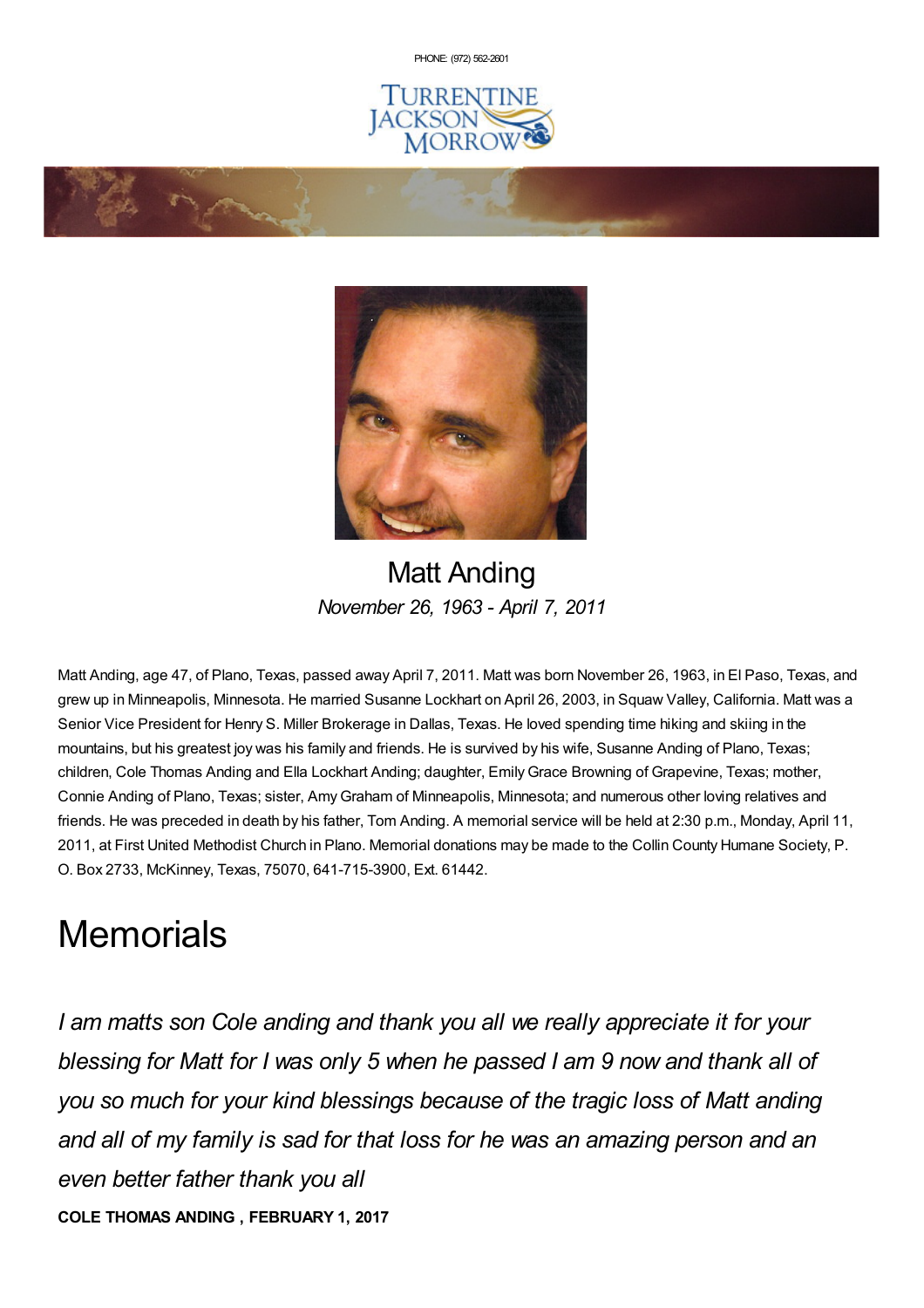PHONE: (972) 562-2601

Turrentine Jackson Morrow

# Matt Anding

*November 26, 1963 - April 7, 2011*

Matt Anding, age 47, of Plano, Texas, passed away April 7, 2011. Matt was born November 26, 1963, in El Paso, Texas, and grew up in Minneapolis, Minnesota. He married Susanne Lockhart on April 26, 2003, in Squaw Valley, California. Matt was a Senior Vice President for Henry S. Miller Brokerage in Dallas, Texas. He loved spending time hiking and skiing in the mountains, but his greatest joy was his family and friends. He is survived by his wife, Susanne Anding of Plano, Texas; children, Cole Thomas Anding and Ella Lockhart Anding; daughter, Emily Grace Browning of Grapevine, Texas; mother, Connie Anding of Plano, Texas; sister, Amy Graham of Minneapolis, Minnesota; and numerous other loving relatives and friends. He was preceded in death by his father, Tom Anding. A memorial service will be held at 2:30 p.m., Monday, April 11, 2011, at First United Methodist Church in Plano. Memorial donations may be made to the Collin County Humane Society, P. O. Box 2733, McKinney, Texas, 75070, 641-715-3900, Ext. 61442.

# Memorials

*I am matts son Cole anding and thank you all we really appreciate it for your blessing for Matt for I was only 5 when he passed I am 9 now and thank all of you so much for your kind blessings because of the tragic loss of Matt anding and all of my family is sad for that loss for he was an amazing person and an even better father thank you all*

**COLE THOMAS ANDING , FEBRUARY 1, 2017**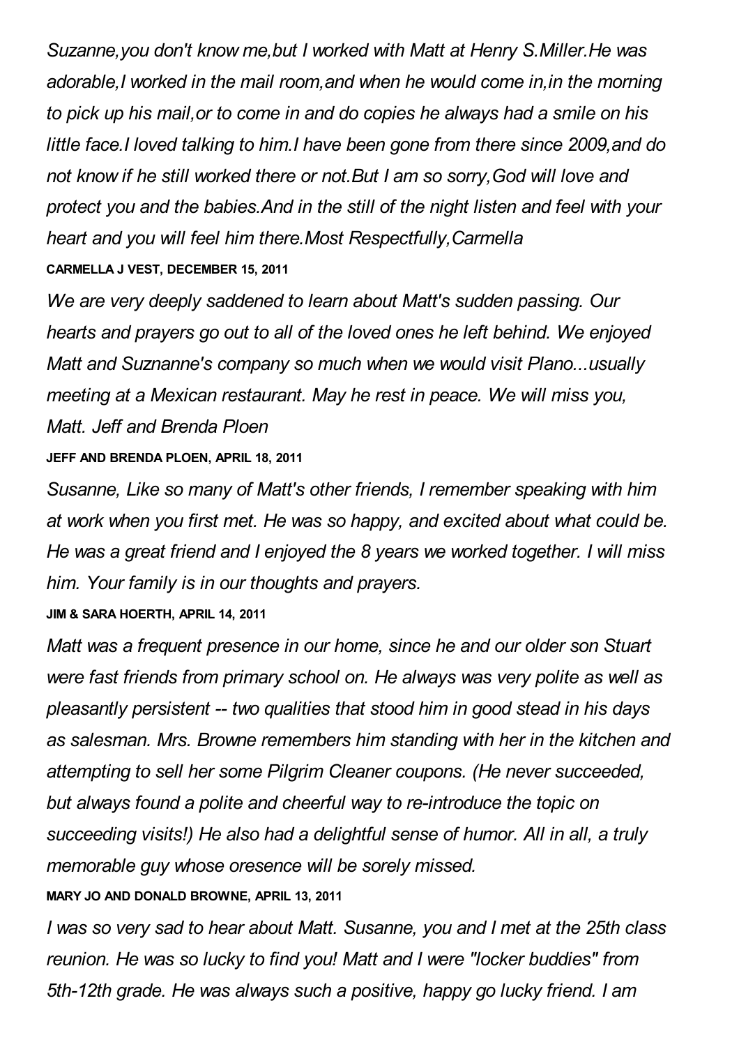*Suzanne,you don't know me,but I worked with Matt at Henry S.Miller.He was adorable,I worked in the mail room,and when he would come in,in the morning to pick up his mail,or to come in and do copies he always had a smile on his little face.I loved talking to him.I have been gone from there since 2009,and do not know if he still worked there or not.But I am so sorry,God will love and protect you and the babies.And in the still of the night listen and feel with your heart and you will feel him there.Most Respectfully,Carmella*

**CARMELLA J VEST, DECEMBER 15, 2011**

*We are very deeply saddened to learn about Matt's sudden passing. Our hearts and prayers go out to all of the loved ones he left behind. We enjoyed Matt and Suznanne's company so much when we would visit Plano...usually meeting at a Mexican restaurant. May he rest in peace. We will miss you, Matt. Jeff and Brenda Ploen*

**JEFF AND BRENDA PLOEN, APRIL 18, 2011**

*Susanne, Like so many of Matt's other friends, I remember speaking with him at work when you first met. He was so happy, and excited about what could be. He was a great friend and I enjoyed the 8 years we worked together. I will miss him. Your family is in our thoughts and prayers.*

**JIM & SARA HOERTH, APRIL 14, 2011**

*Matt was a frequent presence in our home, since he and our older son Stuart were fast friends from primary school on. He always was very polite as well as pleasantly persistent -- two qualities that stood him in good stead in his days as salesman. Mrs. Browne remembers him standing with her in the kitchen and attempting to sell her some Pilgrim Cleaner coupons. (He never succeeded, but always found a polite and cheerful way to re-introduce the topic on succeeding visits!) He also had a delightful sense of humor. All in all, a truly memorable guy whose oresence will be sorely missed.*

**MARY JO AND DONALD BROWNE, APRIL 13, 2011**

*I was so very sad to hear about Matt. Susanne, you and I met at the 25th class reunion. He was so lucky to find you! Matt and I were "locker buddies" from 5th-12th grade. He was always such a positive, happy go lucky friend. I am*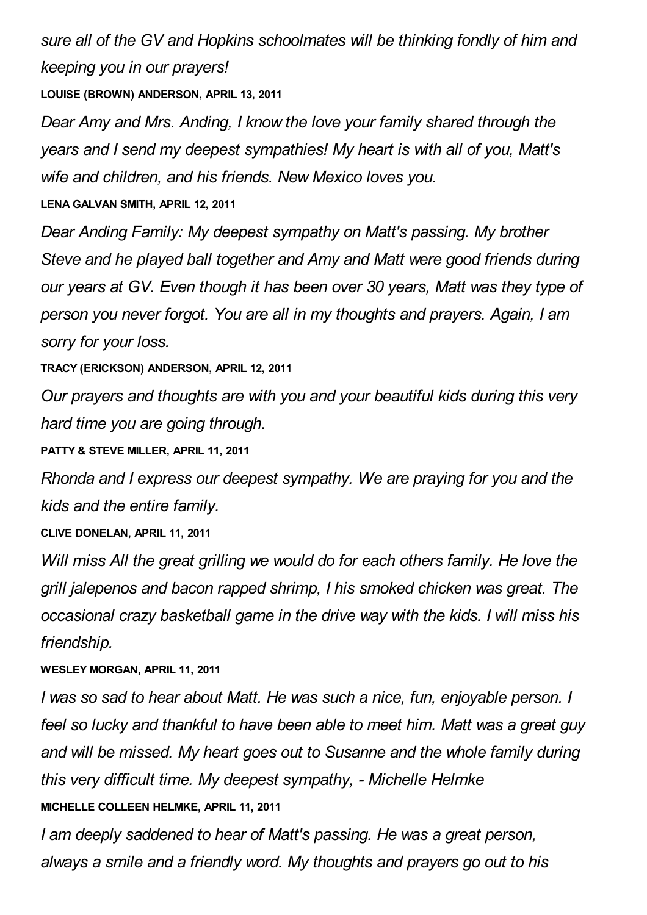*sure all of the GV and Hopkins schoolmates will be thinking fondly of him and keeping you in our prayers!*

**LOUISE (BROWN) ANDERSON, APRIL 13, 2011**

*Dear Amy and Mrs. Anding, I know the love your family shared through the years and I send my deepest sympathies! My heart is with all of you, Matt's wife and children, and his friends. New Mexico loves you.*

**LENA GALVAN SMITH, APRIL 12, 2011**

*Dear Anding Family: My deepest sympathy on Matt's passing. My brother Steve and he played ball together and Amy and Matt were good friends during our years at GV. Even though it has been over 30 years, Matt was they type of person you never forgot. You are all in my thoughts and prayers. Again, I am sorry for your loss.*

**TRACY (ERICKSON) ANDERSON, APRIL 12, 2011**

*Our prayers and thoughts are with you and your beautiful kids during this very hard time you are going through.*

**PATTY & STEVE MILLER, APRIL 11, 2011**

*Rhonda and I express our deepest sympathy. We are praying for you and the kids and the entire family.*

**CLIVE DONELAN, APRIL 11, 2011**

*Will miss All the great grilling we would do for each others family. He love the grill jalepenos and bacon rapped shrimp, I his smoked chicken was great. The occasional crazy basketball game in the drive way with the kids. I will miss his friendship.*

**WESLEY MORGAN, APRIL 11, 2011**

*I was so sad to hear about Matt. He was such a nice, fun, enjoyable person. I feel so lucky and thankful to have been able to meet him. Matt was a great guy and will be missed. My heart goes out to Susanne and the whole family during this very difficult time. My deepest sympathy, - Michelle Helmke*

**MICHELLE COLLEEN HELMKE, APRIL 11, 2011**

*I am deeply saddened to hear of Matt's passing. He was a great person, always a smile and a friendly word. My thoughts and prayers go out to his*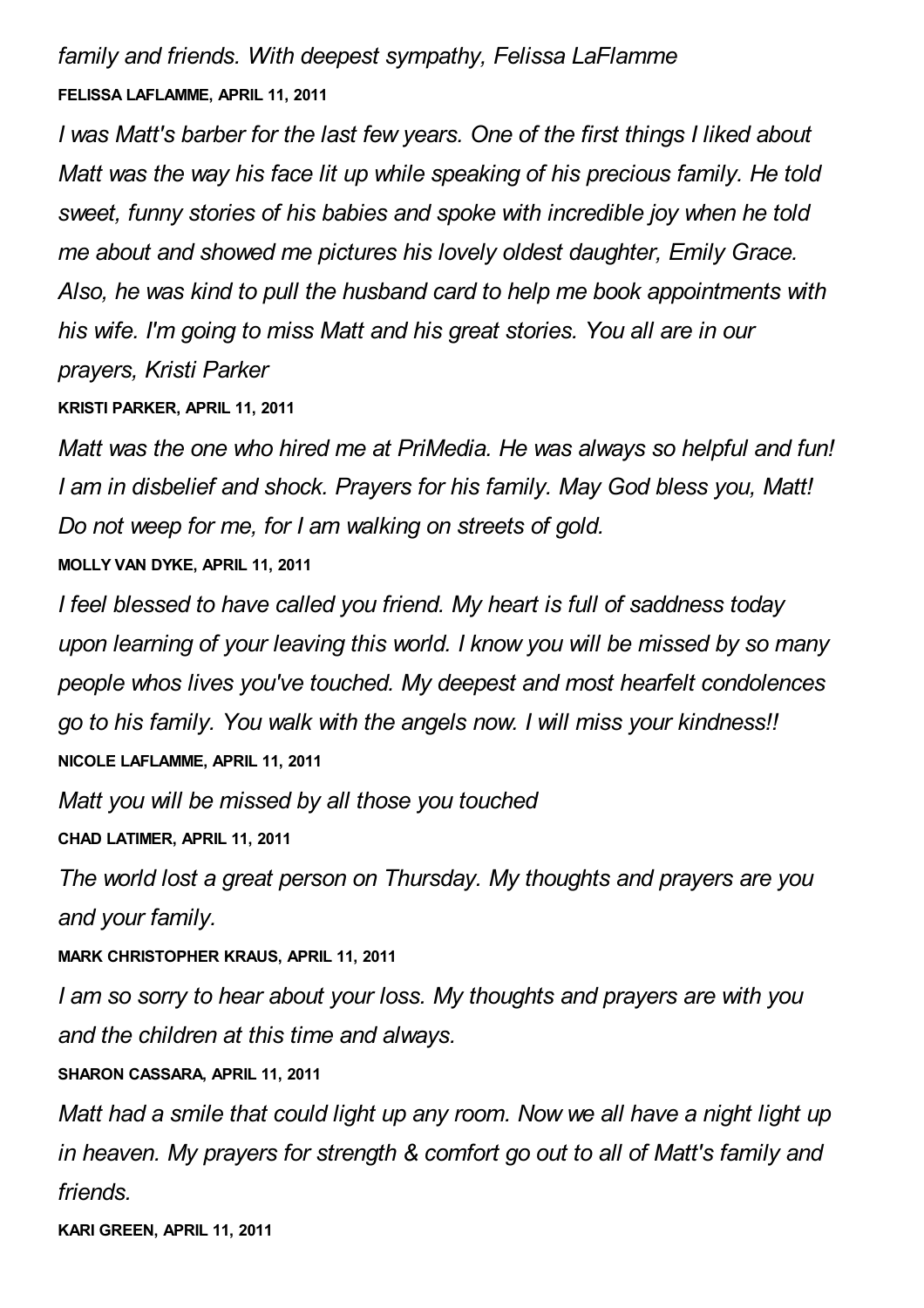*family and friends. With deepest sympathy, Felissa LaFlamme*

**FELISSA LAFLAMME, APRIL 11, 2011**

*I was Matt's barber for the last few years. One of the first things I liked about Matt was the way his face lit up while speaking of his precious family. He told sweet, funny stories of his babies and spoke with incredible joy when he told me about and showed me pictures his lovely oldest daughter, Emily Grace. Also, he was kind to pull the husband card to help me book appointments with his wife. I'm going to miss Matt and his great stories. You all are in our prayers, Kristi Parker*

**KRISTI PARKER, APRIL 11, 2011**

*Matt was the one who hired me at PriMedia. He was always so helpful and fun! I am in disbelief and shock. Prayers for his family. May God bless you, Matt! Do not weep for me, for I am walking on streets of gold.*

**MOLLY VAN DYKE, APRIL 11, 2011**

*I feel blessed to have called you friend. My heart is full of saddness today upon learning of your leaving this world. I know you will be missed by so many people whos lives you've touched. My deepest and most hearfelt condolences go to his family. You walk with the angels now. I will miss your kindness!!*

**NICOLE LAFLAMME, APRIL 11, 2011**

*Matt you will be missed by all those you touched*

**CHAD LATIMER, APRIL 11, 2011**

*The world lost a great person on Thursday. My thoughts and prayers are you and your family.*

**MARK CHRISTOPHER KRAUS, APRIL 11, 2011**

*I am so sorry to hear about your loss. My thoughts and prayers are with you and the children at this time and always.*

**SHARON CASSARA, APRIL 11, 2011**

*Matt had a smile that could light up any room. Now we all have a night light up in heaven. My prayers for strength & comfort go out to all of Matt's family and friends.*

**KARI GREEN, APRIL 11, 2011**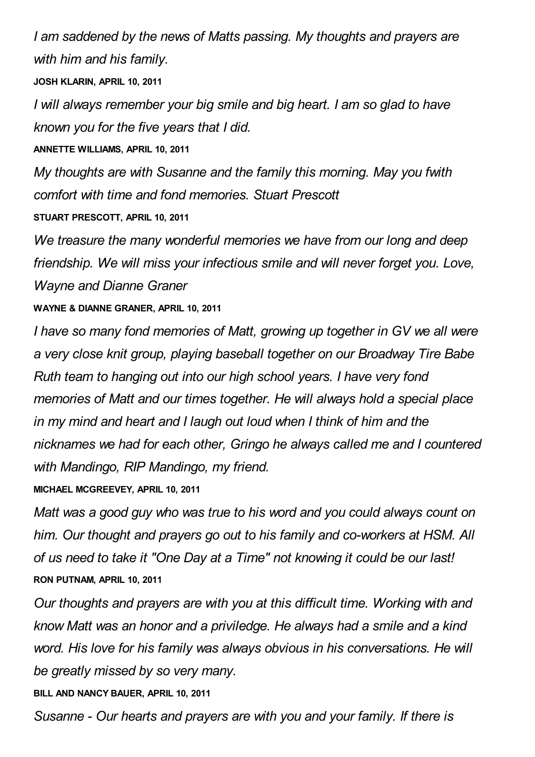*I am saddened by the news of Matts passing. My thoughts and prayers are with him and his family.*

**JOSH KLARIN, APRIL 10, 2011**

*I will always remember your big smile and big heart. I am so glad to have known you for the five years that I did.*

**ANNETTE WILLIAMS, APRIL 10, 2011**

*My thoughts are with Susanne and the family this morning. May you fwith comfort with time and fond memories. Stuart Prescott*

**STUART PRESCOTT, APRIL 10, 2011**

*We treasure the many wonderful memories we have from our long and deep friendship. We will miss your infectious smile and will never forget you. Love, Wayne and Dianne Graner*

**WAYNE & DIANNE GRANER, APRIL 10, 2011**

*I have so many fond memories of Matt, growing up together in GV we all were a very close knit group, playing baseball together on our Broadway Tire Babe Ruth team to hanging out into our high school years. I have very fond memories of Matt and our times together. He will always hold a special place in my mind and heart and I laugh out loud when I think of him and the nicknames we had for each other, Gringo he always called me and I countered with Mandingo, RIP Mandingo, my friend.*

**MICHAEL MCGREEVEY, APRIL 10, 2011**

*Matt was a good guy who was true to his word and you could always count on him. Our thought and prayers go out to his family and co-workers at HSM. All of us need to take it "One Day at a Time" not knowing it could be our last!*

**RON PUTNAM, APRIL 10, 2011**

*Our thoughts and prayers are with you at this difficult time. Working with and know Matt was an honor and a priviledge. He always had a smile and a kind word. His love for his family was always obvious in his conversations. He will be greatly missed by so very many.*

**BILL AND NANCY BAUER, APRIL 10, 2011**

*Susanne - Our hearts and prayers are with you and your family. If there is*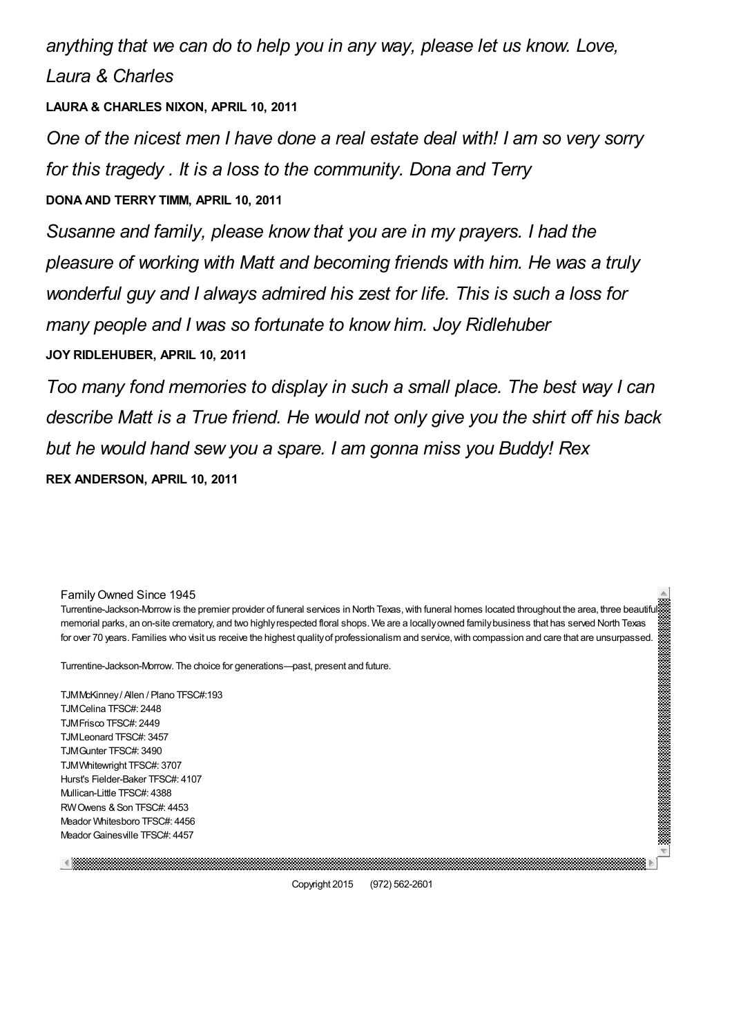*anything that we can do to help you in any way, please let us know. Love, Laura & Charles*

**LAURA & CHARLES NIXON, APRIL 10, 2011**

*One of the nicest men I have done a real estate deal with! I am so very sorry for this tragedy . It is a loss to the community. Dona and Terry*

**DONA AND TERRY TIMM, APRIL 10, 2011**

*Susanne and family, please know that you are in my prayers. I had the pleasure of working with Matt and becoming friends with him. He was a truly wonderful guy and I always admired his zest for life. This is such a loss for many people and I was so fortunate to know him. Joy Ridlehuber*

**JOY RIDLEHUBER, APRIL 10, 2011**

*Too many fond memories to display in such a small place. The best way I can describe Matt is a True friend. He would not only give you the shirt off his back but he would hand sew you a spare. I am gonna miss you Buddy! Rex*

**REX ANDERSON, APRIL 10, 2011**

Family Owned Since 1945

Turrentine-Jackson-Morrow is the premier provider of funeral services in North Texas, with funeral homes located throughout the area, three beautiful memorial parks, an on-site crematory, and two highly respected floral shops. We are a locally owned family business that has served North Texas for over 70 years. Families who visit us receive the highest quality of professionalism and service, with compassion and care that are unsurpassed.

Turrentine-Jackson-Morrow. The choice for generations—past, present and future.

TJM McKinney / Allen / Plano TFSC#:193
TJM Celina TFSC#: 2448
TJM Frisco TFSC#: 2449
TJM Leonard TFSC#: 3457
TJM Gunter TFSC#: 3490
TJM Whitewright TFSC#: 3707
Hurst's Fielder-Baker TFSC#: 4107
Mullican-Little TFSC#: 4388
RW Owens & Son TFSC#: 4453
Meador Whitesboro TFSC#: 4456
Meador Gainesville TFSC#: 4457

Copyright 2015 (972) 562-2601